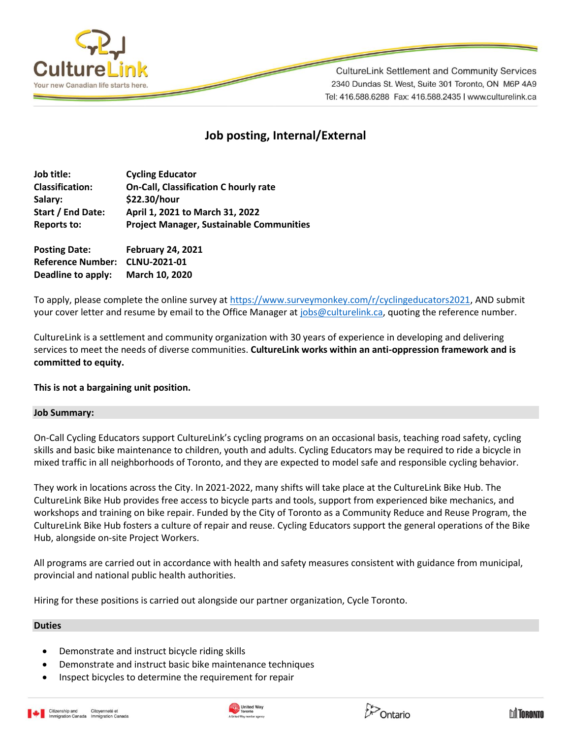CultureLink Settlement and Community Services
2340 Dundas St. West, Suite 301 Toronto, ON M6P 4A9
Tel: 416.588.6288 Fax: 416.588.2435 | www.culturelink.ca

# Job posting, Internal/External

| | |
|---|---|
| **Job title:** | **Cycling Educator** |
| **Classification:** | **On-Call, Classification C hourly rate** |
| **Salary:** | **$22.30/hour** |
| **Start / End Date:** | **April 1, 2021 to March 31, 2022** |
| **Reports to:** | **Project Manager, Sustainable Communities** |

| | |
|---|---|
| **Posting Date:** | **February 24, 2021** |
| **Reference Number:** | **CLNU-2021-01** |
| **Deadline to apply:** | **March 10, 2020** |

To apply, please complete the online survey at https://www.surveymonkey.com/r/cyclingeducators2021, AND submit your cover letter and resume by email to the Office Manager at jobs@culturelink.ca, quoting the reference number.

CultureLink is a settlement and community organization with 30 years of experience in developing and delivering services to meet the needs of diverse communities. **CultureLink works within an anti-oppression framework and is committed to equity.**

**This is not a bargaining unit position.**

## Job Summary:

On-Call Cycling Educators support CultureLink's cycling programs on an occasional basis, teaching road safety, cycling skills and basic bike maintenance to children, youth and adults. Cycling Educators may be required to ride a bicycle in mixed traffic in all neighborhoods of Toronto, and they are expected to model safe and responsible cycling behavior.

They work in locations across the City. In 2021-2022, many shifts will take place at the CultureLink Bike Hub. The CultureLink Bike Hub provides free access to bicycle parts and tools, support from experienced bike mechanics, and workshops and training on bike repair. Funded by the City of Toronto as a Community Reduce and Reuse Program, the CultureLink Bike Hub fosters a culture of repair and reuse. Cycling Educators support the general operations of the Bike Hub, alongside on-site Project Workers.

All programs are carried out in accordance with health and safety measures consistent with guidance from municipal, provincial and national public health authorities.

Hiring for these positions is carried out alongside our partner organization, Cycle Toronto.

## Duties

- Demonstrate and instruct bicycle riding skills
- Demonstrate and instruct basic bike maintenance techniques
- Inspect bicycles to determine the requirement for repair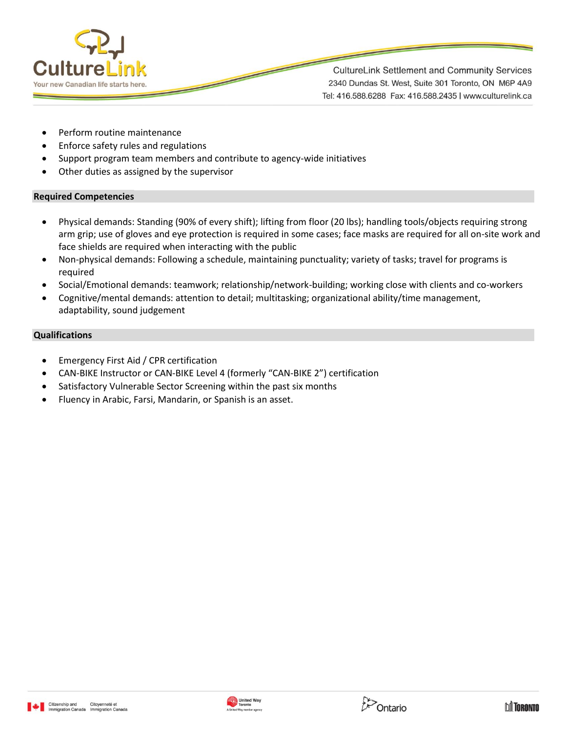- Perform routine maintenance
- Enforce safety rules and regulations
- Support program team members and contribute to agency-wide initiatives
- Other duties as assigned by the supervisor

## Required Competencies

- Physical demands: Standing (90% of every shift); lifting from floor (20 lbs); handling tools/objects requiring strong arm grip; use of gloves and eye protection is required in some cases; face masks are required for all on-site work and face shields are required when interacting with the public
- Non-physical demands: Following a schedule, maintaining punctuality; variety of tasks; travel for programs is required
- Social/Emotional demands: teamwork; relationship/network-building; working close with clients and co-workers
- Cognitive/mental demands: attention to detail; multitasking; organizational ability/time management, adaptability, sound judgement

## Qualifications

- Emergency First Aid / CPR certification
- CAN-BIKE Instructor or CAN-BIKE Level 4 (formerly "CAN-BIKE 2") certification
- Satisfactory Vulnerable Sector Screening within the past six months
- Fluency in Arabic, Farsi, Mandarin, or Spanish is an asset.